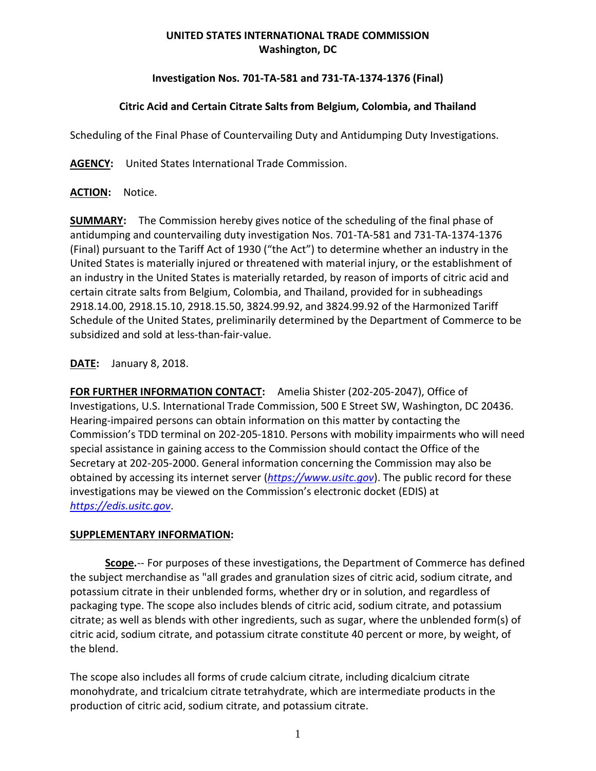**UNITED STATES INTERNATIONAL TRADE COMMISSION**
**Washington, DC**

**Investigation Nos. 701-TA-581 and 731-TA-1374-1376 (Final)**

**Citric Acid and Certain Citrate Salts from Belgium, Colombia, and Thailand**

Scheduling of the Final Phase of Countervailing Duty and Antidumping Duty Investigations.

**AGENCY:** United States International Trade Commission.

**ACTION:** Notice.

**SUMMARY:** The Commission hereby gives notice of the scheduling of the final phase of antidumping and countervailing duty investigation Nos. 701-TA-581 and 731-TA-1374-1376 (Final) pursuant to the Tariff Act of 1930 ("the Act") to determine whether an industry in the United States is materially injured or threatened with material injury, or the establishment of an industry in the United States is materially retarded, by reason of imports of citric acid and certain citrate salts from Belgium, Colombia, and Thailand, provided for in subheadings 2918.14.00, 2918.15.10, 2918.15.50, 3824.99.92, and 3824.99.92 of the Harmonized Tariff Schedule of the United States, preliminarily determined by the Department of Commerce to be subsidized and sold at less-than-fair-value.

**DATE:** January 8, 2018.

**FOR FURTHER INFORMATION CONTACT:** Amelia Shister (202-205-2047), Office of Investigations, U.S. International Trade Commission, 500 E Street SW, Washington, DC 20436. Hearing-impaired persons can obtain information on this matter by contacting the Commission's TDD terminal on 202-205-1810. Persons with mobility impairments who will need special assistance in gaining access to the Commission should contact the Office of the Secretary at 202-205-2000. General information concerning the Commission may also be obtained by accessing its internet server (*https://www.usitc.gov*). The public record for these investigations may be viewed on the Commission's electronic docket (EDIS) at *https://edis.usitc.gov*.

**SUPPLEMENTARY INFORMATION:**

**Scope.**-- For purposes of these investigations, the Department of Commerce has defined the subject merchandise as "all grades and granulation sizes of citric acid, sodium citrate, and potassium citrate in their unblended forms, whether dry or in solution, and regardless of packaging type. The scope also includes blends of citric acid, sodium citrate, and potassium citrate; as well as blends with other ingredients, such as sugar, where the unblended form(s) of citric acid, sodium citrate, and potassium citrate constitute 40 percent or more, by weight, of the blend.

The scope also includes all forms of crude calcium citrate, including dicalcium citrate monohydrate, and tricalcium citrate tetrahydrate, which are intermediate products in the production of citric acid, sodium citrate, and potassium citrate.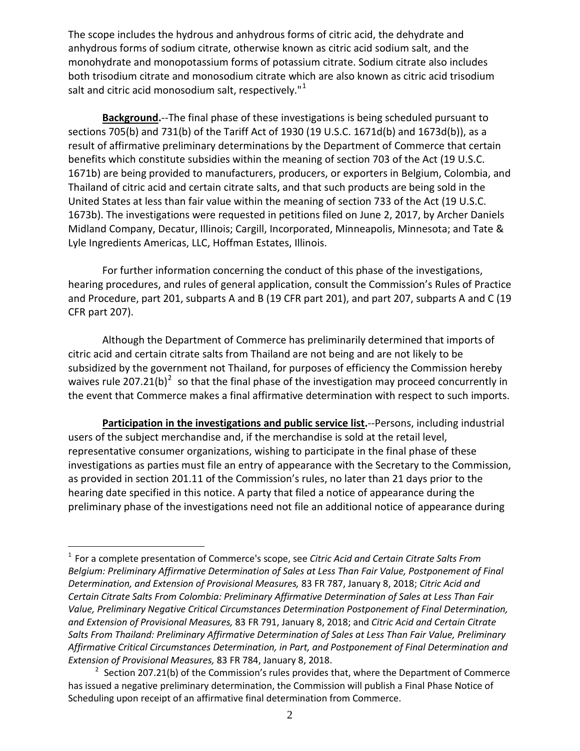The scope includes the hydrous and anhydrous forms of citric acid, the dehydrate and anhydrous forms of sodium citrate, otherwise known as citric acid sodium salt, and the monohydrate and monopotassium forms of potassium citrate. Sodium citrate also includes both trisodium citrate and monosodium citrate which are also known as citric acid trisodium salt and citric acid monosodium salt, respectively."[1]

**Background.**--The final phase of these investigations is being scheduled pursuant to sections 705(b) and 731(b) of the Tariff Act of 1930 (19 U.S.C. 1671d(b) and 1673d(b)), as a result of affirmative preliminary determinations by the Department of Commerce that certain benefits which constitute subsidies within the meaning of section 703 of the Act (19 U.S.C. 1671b) are being provided to manufacturers, producers, or exporters in Belgium, Colombia, and Thailand of citric acid and certain citrate salts, and that such products are being sold in the United States at less than fair value within the meaning of section 733 of the Act (19 U.S.C. 1673b). The investigations were requested in petitions filed on June 2, 2017, by Archer Daniels Midland Company, Decatur, Illinois; Cargill, Incorporated, Minneapolis, Minnesota; and Tate & Lyle Ingredients Americas, LLC, Hoffman Estates, Illinois.

For further information concerning the conduct of this phase of the investigations, hearing procedures, and rules of general application, consult the Commission's Rules of Practice and Procedure, part 201, subparts A and B (19 CFR part 201), and part 207, subparts A and C (19 CFR part 207).

Although the Department of Commerce has preliminarily determined that imports of citric acid and certain citrate salts from Thailand are not being and are not likely to be subsidized by the government not Thailand, for purposes of efficiency the Commission hereby waives rule 207.21(b)[2] so that the final phase of the investigation may proceed concurrently in the event that Commerce makes a final affirmative determination with respect to such imports.

**Participation in the investigations and public service list.**--Persons, including industrial users of the subject merchandise and, if the merchandise is sold at the retail level, representative consumer organizations, wishing to participate in the final phase of these investigations as parties must file an entry of appearance with the Secretary to the Commission, as provided in section 201.11 of the Commission's rules, no later than 21 days prior to the hearing date specified in this notice. A party that filed a notice of appearance during the preliminary phase of the investigations need not file an additional notice of appearance during

---

[1] For a complete presentation of Commerce's scope, see *Citric Acid and Certain Citrate Salts From Belgium: Preliminary Affirmative Determination of Sales at Less Than Fair Value, Postponement of Final Determination, and Extension of Provisional Measures,* 83 FR 787, January 8, 2018; *Citric Acid and Certain Citrate Salts From Colombia: Preliminary Affirmative Determination of Sales at Less Than Fair Value, Preliminary Negative Critical Circumstances Determination Postponement of Final Determination, and Extension of Provisional Measures,* 83 FR 791, January 8, 2018; and *Citric Acid and Certain Citrate Salts From Thailand: Preliminary Affirmative Determination of Sales at Less Than Fair Value, Preliminary Affirmative Critical Circumstances Determination, in Part, and Postponement of Final Determination and Extension of Provisional Measures,* 83 FR 784, January 8, 2018.

[2] Section 207.21(b) of the Commission's rules provides that, where the Department of Commerce has issued a negative preliminary determination, the Commission will publish a Final Phase Notice of Scheduling upon receipt of an affirmative final determination from Commerce.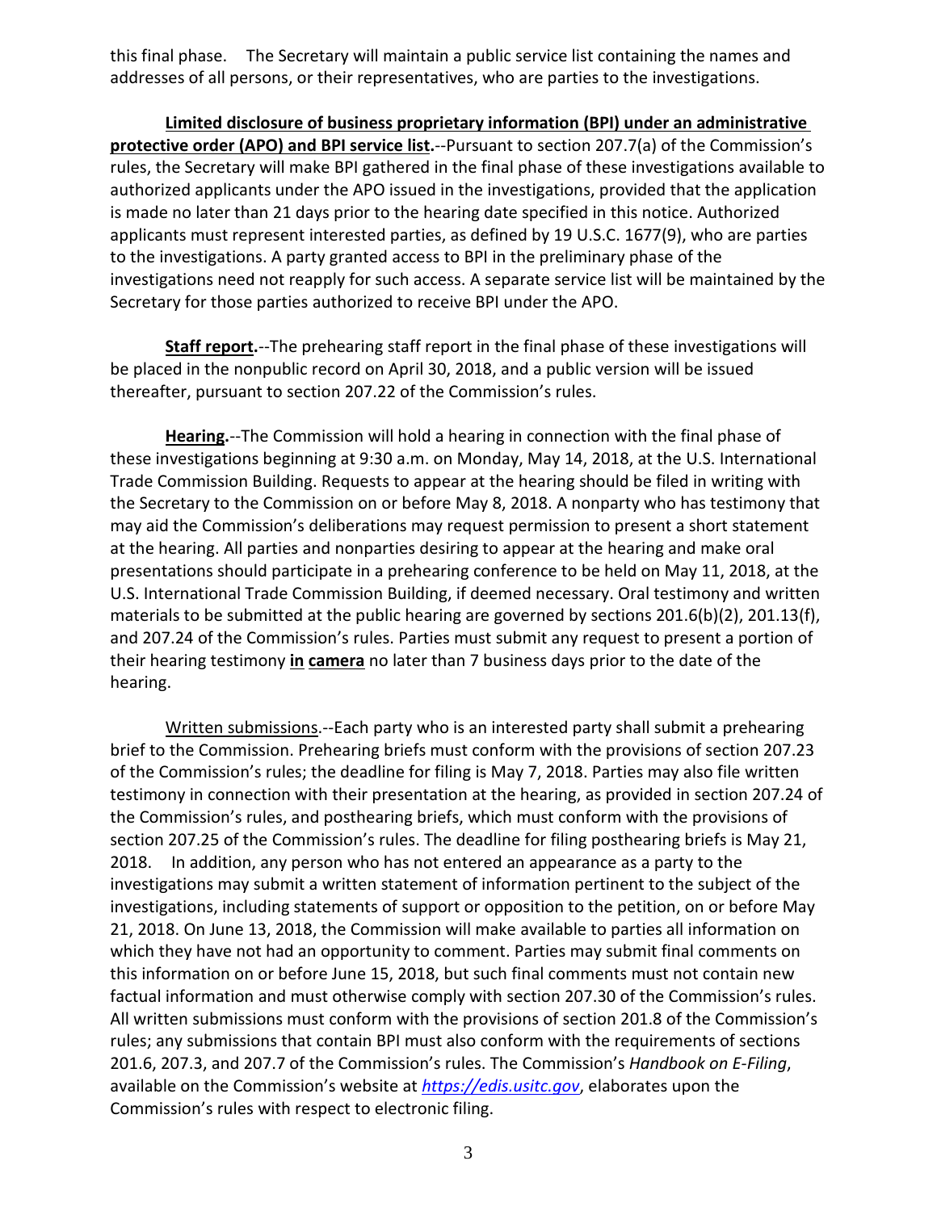this final phase. The Secretary will maintain a public service list containing the names and addresses of all persons, or their representatives, who are parties to the investigations.

**Limited disclosure of business proprietary information (BPI) under an administrative protective order (APO) and BPI service list.**--Pursuant to section 207.7(a) of the Commission's rules, the Secretary will make BPI gathered in the final phase of these investigations available to authorized applicants under the APO issued in the investigations, provided that the application is made no later than 21 days prior to the hearing date specified in this notice. Authorized applicants must represent interested parties, as defined by 19 U.S.C. 1677(9), who are parties to the investigations. A party granted access to BPI in the preliminary phase of the investigations need not reapply for such access. A separate service list will be maintained by the Secretary for those parties authorized to receive BPI under the APO.

**Staff report.**--The prehearing staff report in the final phase of these investigations will be placed in the nonpublic record on April 30, 2018, and a public version will be issued thereafter, pursuant to section 207.22 of the Commission's rules.

**Hearing.**--The Commission will hold a hearing in connection with the final phase of these investigations beginning at 9:30 a.m. on Monday, May 14, 2018, at the U.S. International Trade Commission Building. Requests to appear at the hearing should be filed in writing with the Secretary to the Commission on or before May 8, 2018. A nonparty who has testimony that may aid the Commission's deliberations may request permission to present a short statement at the hearing. All parties and nonparties desiring to appear at the hearing and make oral presentations should participate in a prehearing conference to be held on May 11, 2018, at the U.S. International Trade Commission Building, if deemed necessary. Oral testimony and written materials to be submitted at the public hearing are governed by sections 201.6(b)(2), 201.13(f), and 207.24 of the Commission's rules. Parties must submit any request to present a portion of their hearing testimony **in camera** no later than 7 business days prior to the date of the hearing.

Written submissions.--Each party who is an interested party shall submit a prehearing brief to the Commission. Prehearing briefs must conform with the provisions of section 207.23 of the Commission's rules; the deadline for filing is May 7, 2018. Parties may also file written testimony in connection with their presentation at the hearing, as provided in section 207.24 of the Commission's rules, and posthearing briefs, which must conform with the provisions of section 207.25 of the Commission's rules. The deadline for filing posthearing briefs is May 21, 2018. In addition, any person who has not entered an appearance as a party to the investigations may submit a written statement of information pertinent to the subject of the investigations, including statements of support or opposition to the petition, on or before May 21, 2018. On June 13, 2018, the Commission will make available to parties all information on which they have not had an opportunity to comment. Parties may submit final comments on this information on or before June 15, 2018, but such final comments must not contain new factual information and must otherwise comply with section 207.30 of the Commission's rules. All written submissions must conform with the provisions of section 201.8 of the Commission's rules; any submissions that contain BPI must also conform with the requirements of sections 201.6, 207.3, and 207.7 of the Commission's rules. The Commission's *Handbook on E-Filing*, available on the Commission's website at *https://edis.usitc.gov*, elaborates upon the Commission's rules with respect to electronic filing.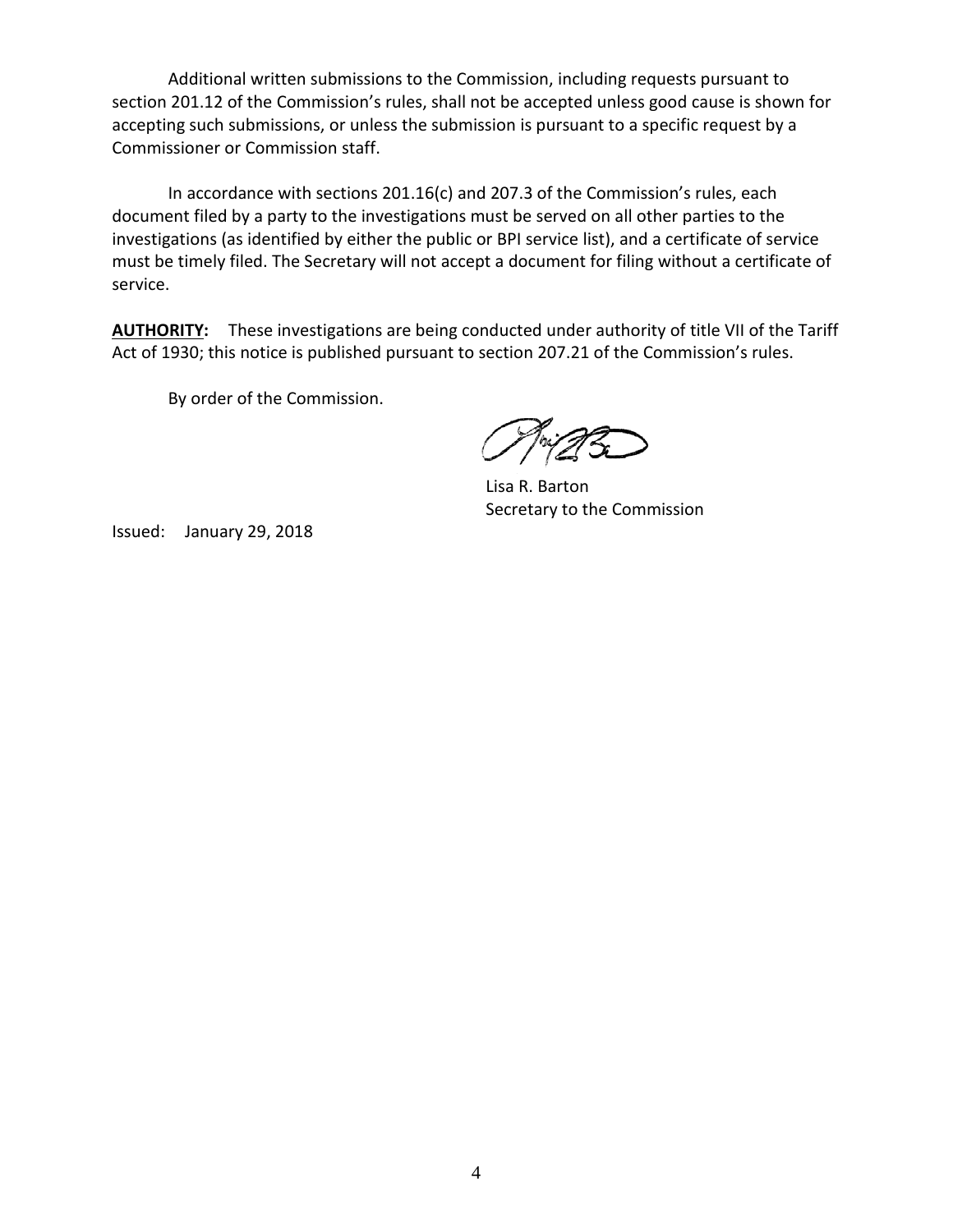Additional written submissions to the Commission, including requests pursuant to section 201.12 of the Commission's rules, shall not be accepted unless good cause is shown for accepting such submissions, or unless the submission is pursuant to a specific request by a Commissioner or Commission staff.

In accordance with sections 201.16(c) and 207.3 of the Commission's rules, each document filed by a party to the investigations must be served on all other parties to the investigations (as identified by either the public or BPI service list), and a certificate of service must be timely filed. The Secretary will not accept a document for filing without a certificate of service.

**AUTHORITY:** These investigations are being conducted under authority of title VII of the Tariff Act of 1930; this notice is published pursuant to section 207.21 of the Commission's rules.

By order of the Commission.

Lisa R. Barton
Secretary to the Commission

Issued: January 29, 2018